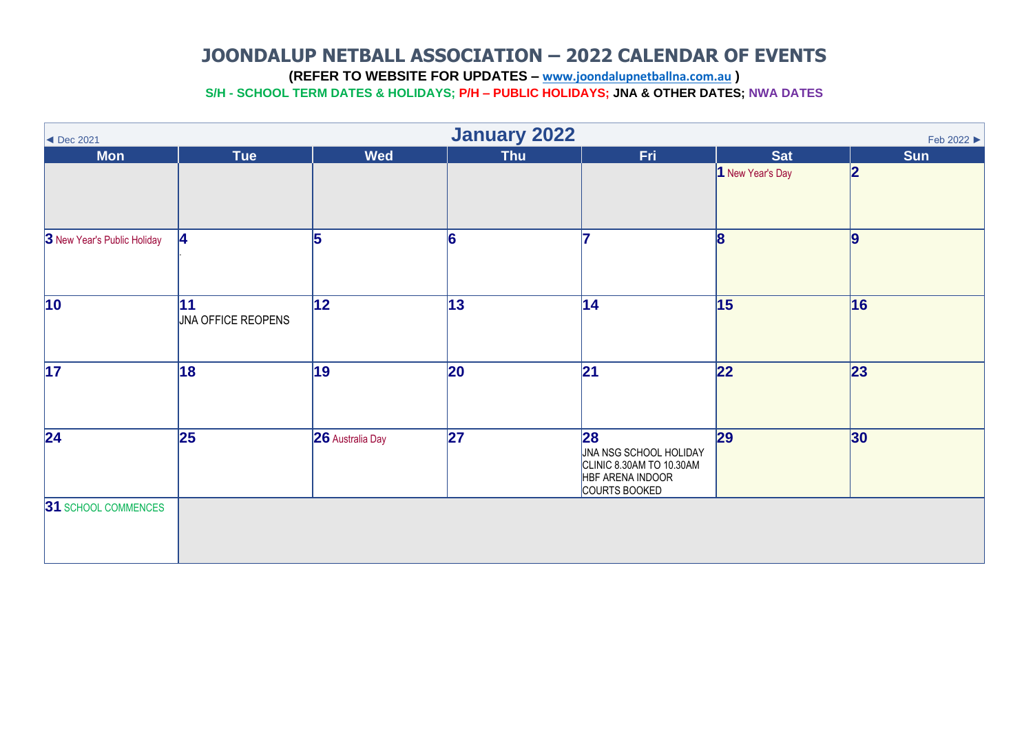# JOONDALUP NETBALL ASSOCIATION – 2022 CALENDAR OF EVENTS

**(REFER TO WEBSITE FOR UPDATES – www.joondalupnetballna.com.au )**

**S/H - SCHOOL TERM DATES & HOLIDAYS; P/H – PUBLIC HOLIDAYS; JNA & OTHER DATES; NWA DATES**

## January 2022

◄ Dec 2021 | Feb 2022 ►

| Mon | Tue | Wed | Thu | Fri | Sat | Sun |
|---|---|---|---|---|---|---|
| | | | | | **1** New Year's Day | **2** |
| **3** New Year's Public Holiday | **4** | **5** | **6** | **7** | **8** | **9** |
| **10** | **11** JNA OFFICE REOPENS | **12** | **13** | **14** | **15** | **16** |
| **17** | **18** | **19** | **20** | **21** | **22** | **23** |
| **24** | **25** | **26** Australia Day | **27** | **28** JNA NSG SCHOOL HOLIDAY CLINIC 8.30AM TO 10.30AM HBF ARENA INDOOR COURTS BOOKED | **29** | **30** |
| **31** SCHOOL COMMENCES | | | | | | |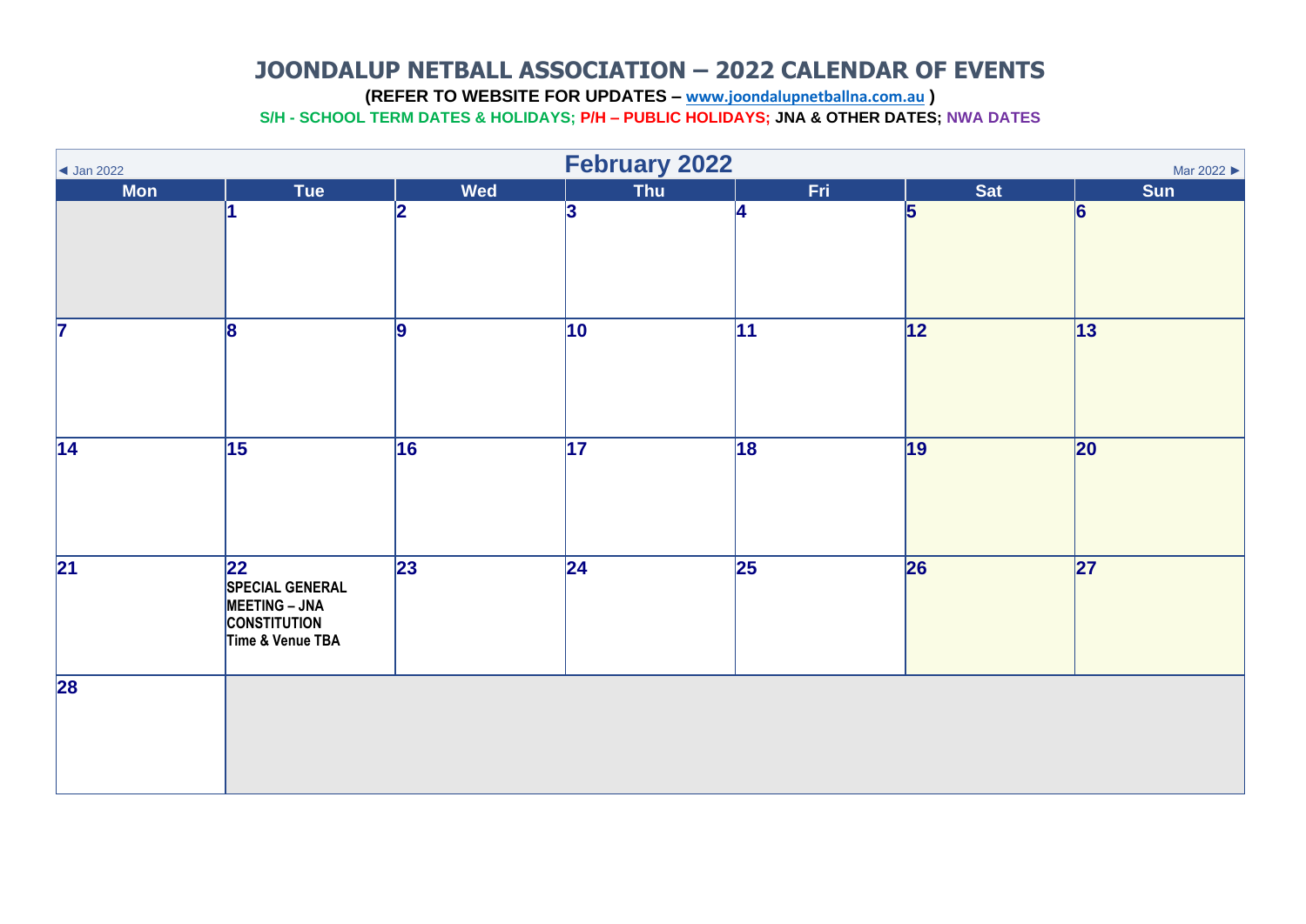# JOONDALUP NETBALL ASSOCIATION – 2022 CALENDAR OF EVENTS

**(REFER TO WEBSITE FOR UPDATES – www.joondalupnetballna.com.au )**

**S/H - SCHOOL TERM DATES & HOLIDAYS; P/H – PUBLIC HOLIDAYS; JNA & OTHER DATES; NWA DATES**

## February 2022

◄ Jan 2022 | Mar 2022 ►

| Mon | Tue | Wed | Thu | Fri | Sat | Sun |
|---|---|---|---|---|---|---|
| | 1 | 2 | 3 | 4 | 5 | 6 |
| 7 | 8 | 9 | 10 | 11 | 12 | 13 |
| 14 | 15 | 16 | 17 | 18 | 19 | 20 |
| 21 | 22 **SPECIAL GENERAL MEETING – JNA CONSTITUTION Time & Venue TBA** | 23 | 24 | 25 | 26 | 27 |
| 28 | | | | | | |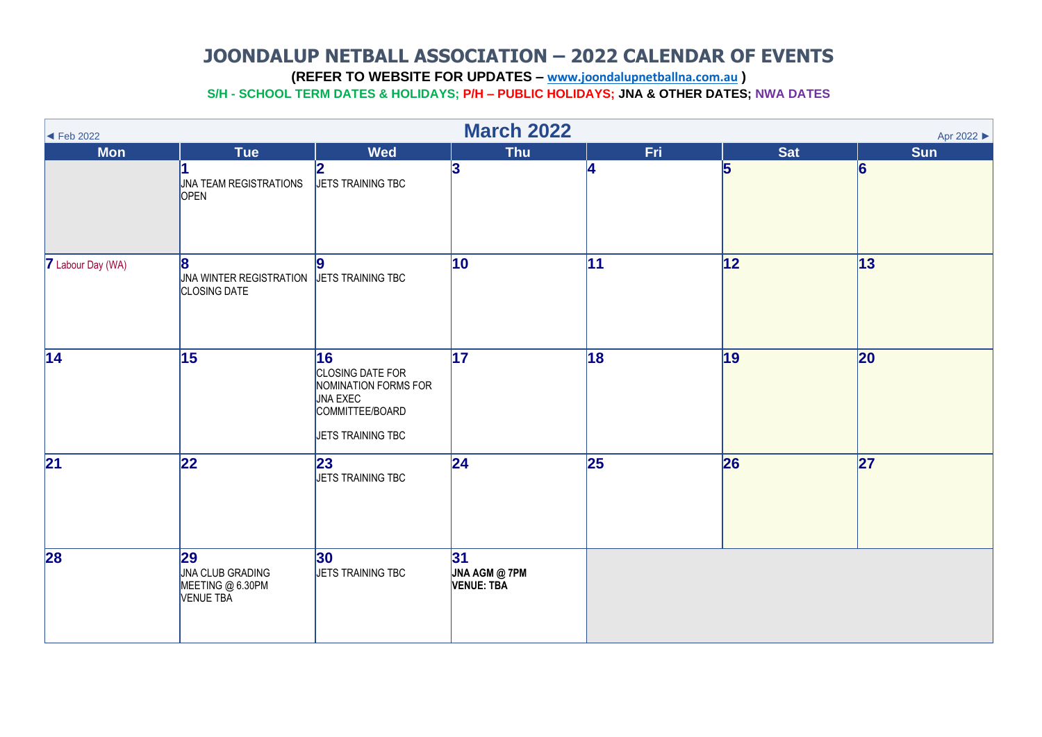# JOONDALUP NETBALL ASSOCIATION – 2022 CALENDAR OF EVENTS

**(REFER TO WEBSITE FOR UPDATES – www.joondalupnetballna.com.au )**

**S/H - SCHOOL TERM DATES & HOLIDAYS; P/H – PUBLIC HOLIDAYS; JNA & OTHER DATES; NWA DATES**

◄ Feb 2022 | **March 2022** | Apr 2022 ►

| Mon | Tue | Wed | Thu | Fri | Sat | Sun |
|---|---|---|---|---|---|---|
| | **1** JNA TEAM REGISTRATIONS OPEN | **2** JETS TRAINING TBC | **3** | **4** | **5** | **6** |
| **7** Labour Day (WA) | **8** JNA WINTER REGISTRATION CLOSING DATE | **9** JETS TRAINING TBC | **10** | **11** | **12** | **13** |
| **14** | **15** | **16** CLOSING DATE FOR NOMINATION FORMS FOR JNA EXEC COMMITTEE/BOARD<br><br>JETS TRAINING TBC | **17** | **18** | **19** | **20** |
| **21** | **22** | **23** JETS TRAINING TBC | **24** | **25** | **26** | **27** |
| **28** | **29** JNA CLUB GRADING MEETING @ 6.30PM VENUE TBA | **30** JETS TRAINING TBC | **31** **JNA AGM @ 7PM VENUE: TBA** | | | |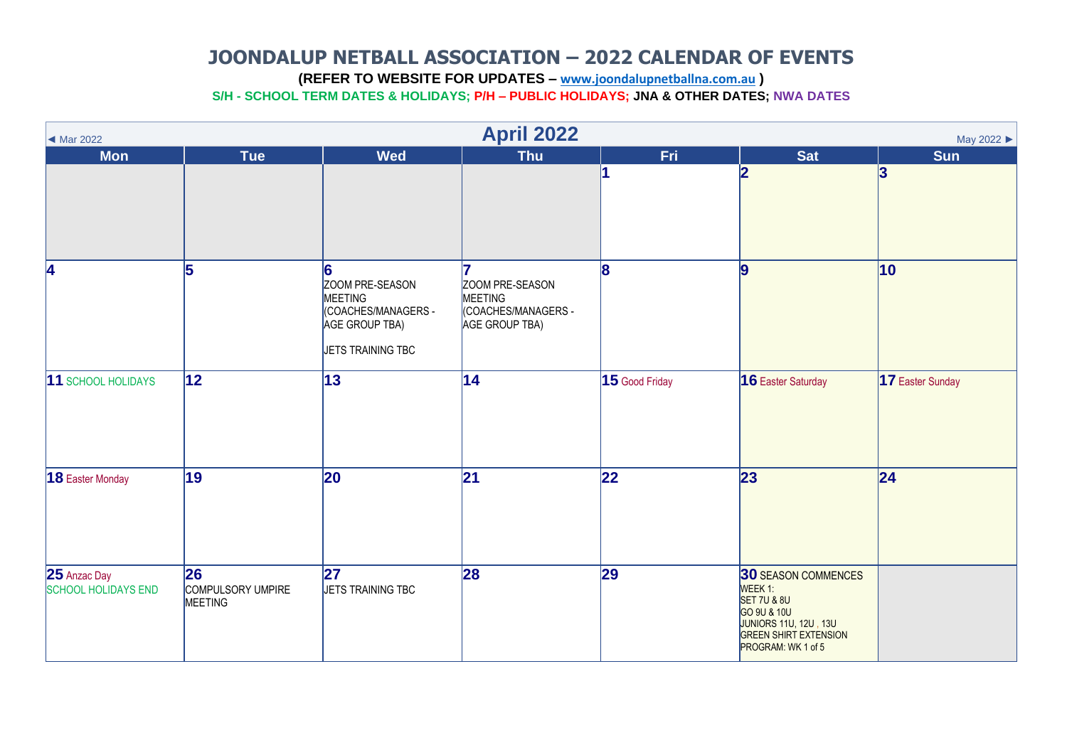# JOONDALUP NETBALL ASSOCIATION – 2022 CALENDAR OF EVENTS

**(REFER TO WEBSITE FOR UPDATES – www.joondalupnetballna.com.au )**

**S/H - SCHOOL TERM DATES & HOLIDAYS; P/H – PUBLIC HOLIDAYS; JNA & OTHER DATES; NWA DATES**

## April 2022

◄ Mar 2022 | May 2022 ►

| Mon | Tue | Wed | Thu | Fri | Sat | Sun |
|---|---|---|---|---|---|---|
| | | | | **1** | **2** | **3** |
| **4** | **5** | **6** ZOOM PRE-SEASON MEETING (COACHES/MANAGERS - AGE GROUP TBA)<br><br>JETS TRAINING TBC | **7** ZOOM PRE-SEASON MEETING (COACHES/MANAGERS - AGE GROUP TBA) | **8** | **9** | **10** |
| **11** SCHOOL HOLIDAYS | **12** | **13** | **14** | **15** Good Friday | **16** Easter Saturday | **17** Easter Sunday |
| **18** Easter Monday | **19** | **20** | **21** | **22** | **23** | **24** |
| **25** Anzac Day<br>SCHOOL HOLIDAYS END | **26** COMPULSORY UMPIRE MEETING | **27** JETS TRAINING TBC | **28** | **29** | **30** SEASON COMMENCES<br>WEEK 1:<br>SET 7U & 8U<br>GO 9U & 10U<br>JUNIORS 11U, 12U , 13U<br>GREEN SHIRT EXTENSION PROGRAM: WK 1 of 5 | |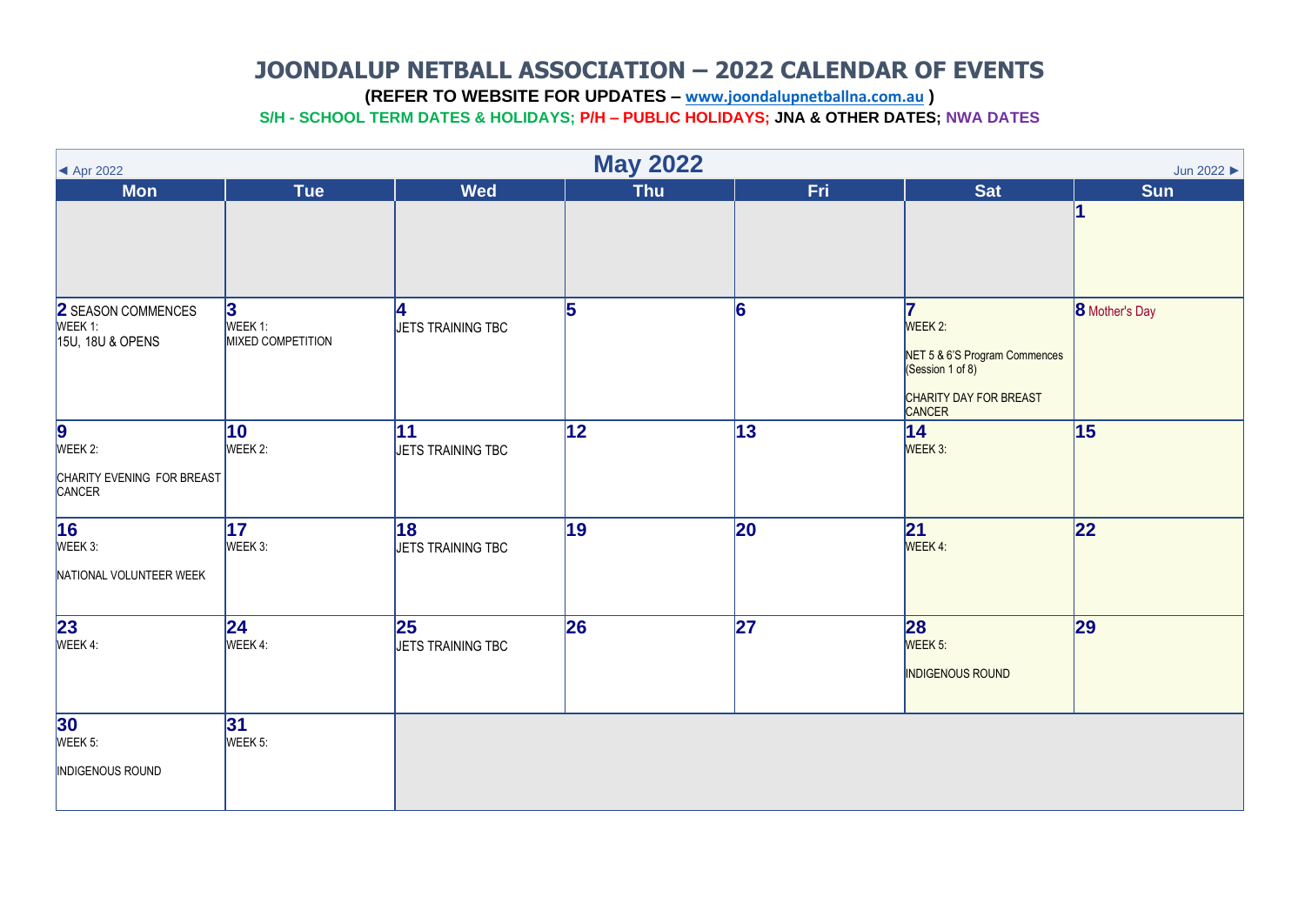# JOONDALUP NETBALL ASSOCIATION – 2022 CALENDAR OF EVENTS

**(REFER TO WEBSITE FOR UPDATES – www.joondalupnetballna.com.au )**

**S/H - SCHOOL TERM DATES & HOLIDAYS; P/H – PUBLIC HOLIDAYS; JNA & OTHER DATES; NWA DATES**

◄ Apr 2022 | **May 2022** | Jun 2022 ►

| Mon | Tue | Wed | Thu | Fri | Sat | Sun |
|---|---|---|---|---|---|---|
| | | | | | | **1** |
| **2** SEASON COMMENCES WEEK 1: 15U, 18U & OPENS | **3** WEEK 1: MIXED COMPETITION | **4** JETS TRAINING TBC | **5** | **6** | **7** WEEK 2: NET 5 & 6'S Program Commences (Session 1 of 8) CHARITY DAY FOR BREAST CANCER | **8** Mother's Day |
| **9** WEEK 2: CHARITY EVENING FOR BREAST CANCER | **10** WEEK 2: | **11** JETS TRAINING TBC | **12** | **13** | **14** WEEK 3: | **15** |
| **16** WEEK 3: NATIONAL VOLUNTEER WEEK | **17** WEEK 3: | **18** JETS TRAINING TBC | **19** | **20** | **21** WEEK 4: | **22** |
| **23** WEEK 4: | **24** WEEK 4: | **25** JETS TRAINING TBC | **26** | **27** | **28** WEEK 5: INDIGENOUS ROUND | **29** |
| **30** WEEK 5: INDIGENOUS ROUND | **31** WEEK 5: | | | | | |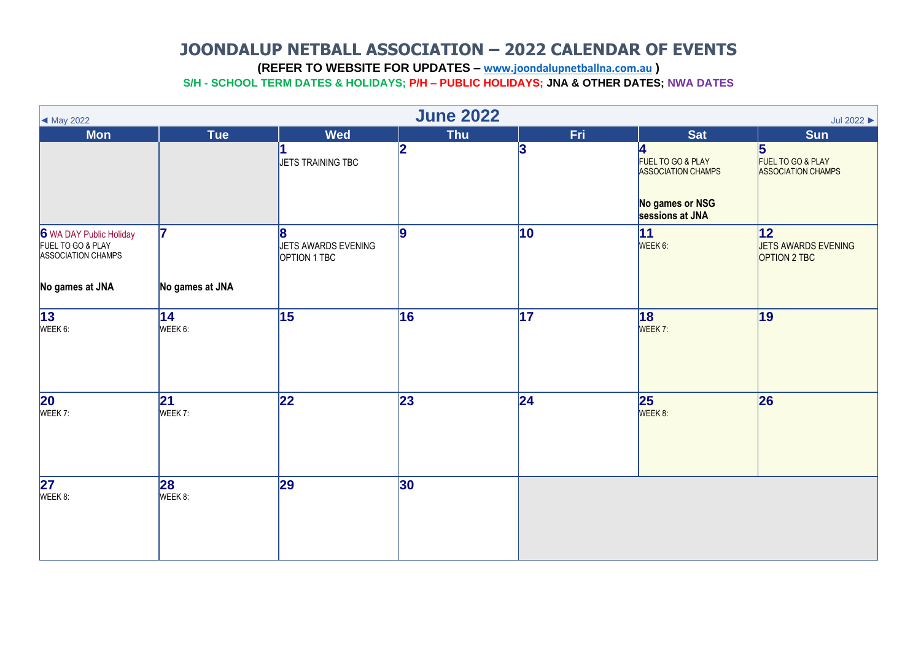# JOONDALUP NETBALL ASSOCIATION – 2022 CALENDAR OF EVENTS

**(REFER TO WEBSITE FOR UPDATES – www.joondalupnetballna.com.au )**

**S/H - SCHOOL TERM DATES & HOLIDAYS; P/H – PUBLIC HOLIDAYS; JNA & OTHER DATES; NWA DATES**

◄ May 2022 | **June 2022** | Jul 2022 ►

| Mon | Tue | Wed | Thu | Fri | Sat | Sun |
|---|---|---|---|---|---|---|
| | | **1** JETS TRAINING TBC | **2** | **3** | **4** FUEL TO GO & PLAY ASSOCIATION CHAMPS **No games or NSG sessions at JNA** | **5** FUEL TO GO & PLAY ASSOCIATION CHAMPS |
| **6** WA DAY Public Holiday FUEL TO GO & PLAY ASSOCIATION CHAMPS **No games at JNA** | **7** **No games at JNA** | **8** JETS AWARDS EVENING OPTION 1 TBC | **9** | **10** | **11** WEEK 6: | **12** JETS AWARDS EVENING OPTION 2 TBC |
| **13** WEEK 6: | **14** WEEK 6: | **15** | **16** | **17** | **18** WEEK 7: | **19** |
| **20** WEEK 7: | **21** WEEK 7: | **22** | **23** | **24** | **25** WEEK 8: | **26** |
| **27** WEEK 8: | **28** WEEK 8: | **29** | **30** | | | |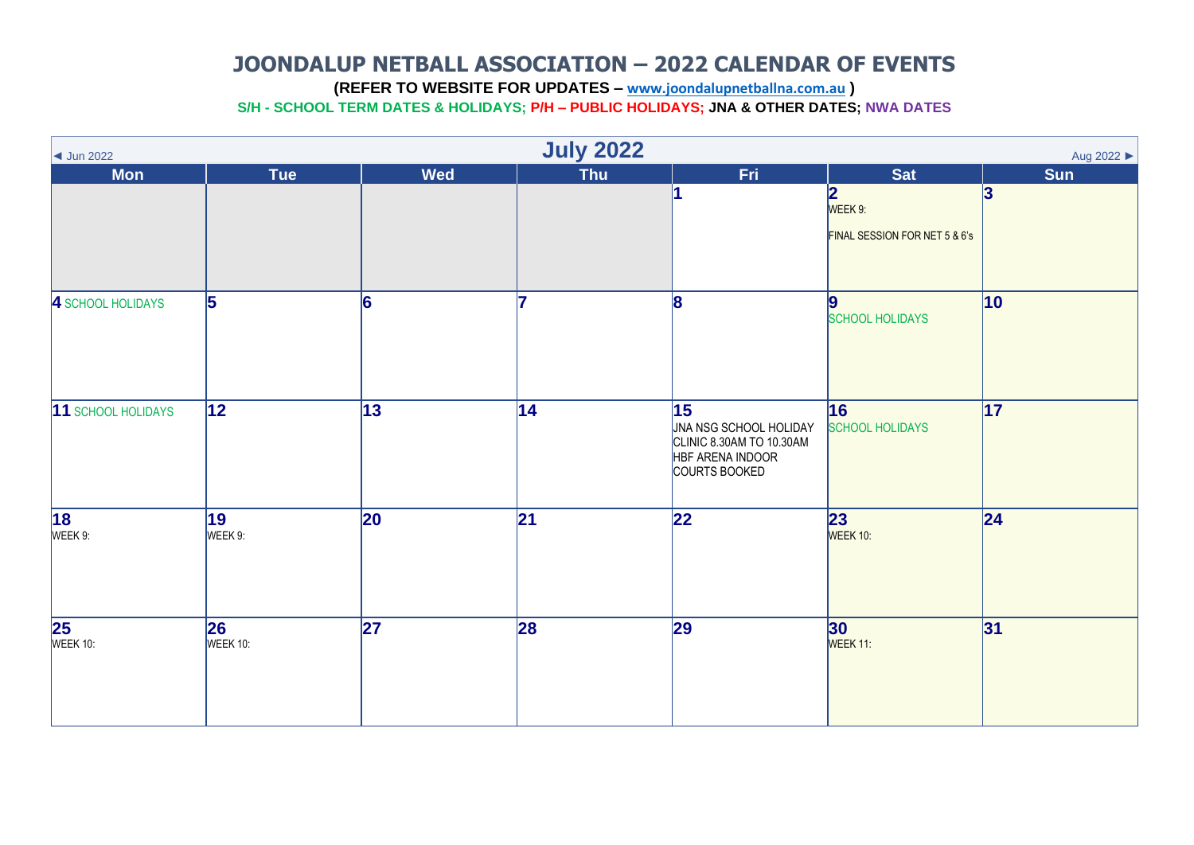# JOONDALUP NETBALL ASSOCIATION – 2022 CALENDAR OF EVENTS

**(REFER TO WEBSITE FOR UPDATES – www.joondalupnetballna.com.au )**

**S/H - SCHOOL TERM DATES & HOLIDAYS; P/H – PUBLIC HOLIDAYS; JNA & OTHER DATES; NWA DATES**

◄ Jun 2022 | **July 2022** | Aug 2022 ►

| Mon | Tue | Wed | Thu | Fri | Sat | Sun |
|---|---|---|---|---|---|---|
| | | | | **1** | **2** WEEK 9: FINAL SESSION FOR NET 5 & 6's | **3** |
| **4** SCHOOL HOLIDAYS | **5** | **6** | **7** | **8** | **9** SCHOOL HOLIDAYS | **10** |
| **11** SCHOOL HOLIDAYS | **12** | **13** | **14** | **15** JNA NSG SCHOOL HOLIDAY CLINIC 8.30AM TO 10.30AM HBF ARENA INDOOR COURTS BOOKED | **16** SCHOOL HOLIDAYS | **17** |
| **18** WEEK 9: | **19** WEEK 9: | **20** | **21** | **22** | **23** WEEK 10: | **24** |
| **25** WEEK 10: | **26** WEEK 10: | **27** | **28** | **29** | **30** WEEK 11: | **31** |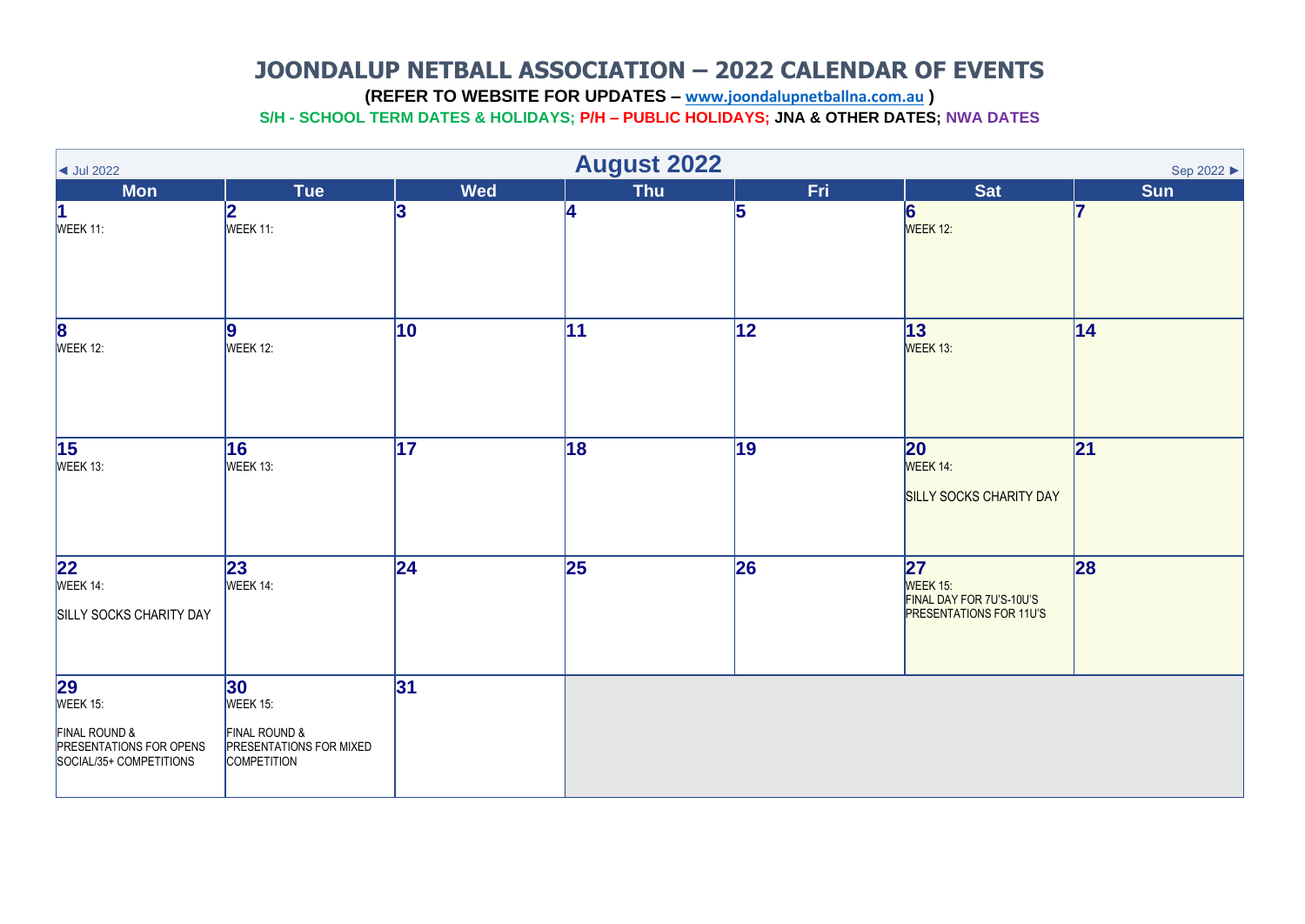# JOONDALUP NETBALL ASSOCIATION – 2022 CALENDAR OF EVENTS

**(REFER TO WEBSITE FOR UPDATES – www.joondalupnetballna.com.au )**

**S/H - SCHOOL TERM DATES & HOLIDAYS; P/H – PUBLIC HOLIDAYS; JNA & OTHER DATES; NWA DATES**

◄ Jul 2022 | **August 2022** | Sep 2022 ►

| Mon | Tue | Wed | Thu | Fri | Sat | Sun |
|---|---|---|---|---|---|---|
| **1**<br>WEEK 11: | **2**<br>WEEK 11: | **3** | **4** | **5** | **6**<br>WEEK 12: | **7** |
| **8**<br>WEEK 12: | **9**<br>WEEK 12: | **10** | **11** | **12** | **13**<br>WEEK 13: | **14** |
| **15**<br>WEEK 13: | **16**<br>WEEK 13: | **17** | **18** | **19** | **20**<br>WEEK 14:<br>SILLY SOCKS CHARITY DAY | **21** |
| **22**<br>WEEK 14:<br>SILLY SOCKS CHARITY DAY | **23**<br>WEEK 14: | **24** | **25** | **26** | **27**<br>WEEK 15:<br>FINAL DAY FOR 7U'S-10U'S<br>PRESENTATIONS FOR 11U'S | **28** |
| **29**<br>WEEK 15:<br>FINAL ROUND & PRESENTATIONS FOR OPENS SOCIAL/35+ COMPETITIONS | **30**<br>WEEK 15:<br>FINAL ROUND & PRESENTATIONS FOR MIXED COMPETITION | **31** | | | | |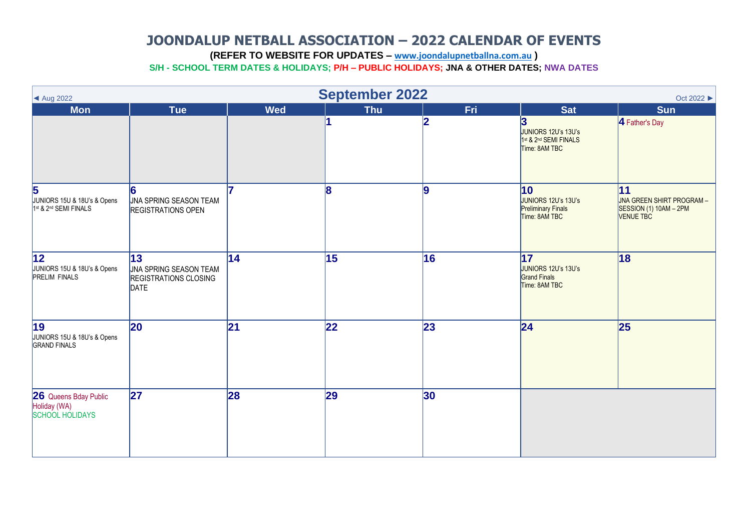# JOONDALUP NETBALL ASSOCIATION – 2022 CALENDAR OF EVENTS

**(REFER TO WEBSITE FOR UPDATES – www.joondalupnetballna.com.au )**

**S/H - SCHOOL TERM DATES & HOLIDAYS; P/H – PUBLIC HOLIDAYS; JNA & OTHER DATES; NWA DATES**

◄ Aug 2022 | **September 2022** | Oct 2022 ►

| Mon | Tue | Wed | Thu | Fri | Sat | Sun |
|---|---|---|---|---|---|---|
| | | | **1** | **2** | **3** JUNIORS 12U's 13U's 1st & 2nd SEMI FINALS Time: 8AM TBC | **4** Father's Day |
| **5** JUNIORS 15U & 18U's & Opens 1st & 2nd SEMI FINALS | **6** JNA SPRING SEASON TEAM REGISTRATIONS OPEN | **7** | **8** | **9** | **10** JUNIORS 12U's 13U's Preliminary Finals Time: 8AM TBC | **11** JNA GREEN SHIRT PROGRAM – SESSION (1) 10AM – 2PM VENUE TBC |
| **12** JUNIORS 15U & 18U's & Opens PRELIM FINALS | **13** JNA SPRING SEASON TEAM REGISTRATIONS CLOSING DATE | **14** | **15** | **16** | **17** JUNIORS 12U's 13U's Grand Finals Time: 8AM TBC | **18** |
| **19** JUNIORS 15U & 18U's & Opens GRAND FINALS | **20** | **21** | **22** | **23** | **24** | **25** |
| **26** Queens Bday Public Holiday (WA) SCHOOL HOLIDAYS | **27** | **28** | **29** | **30** | | |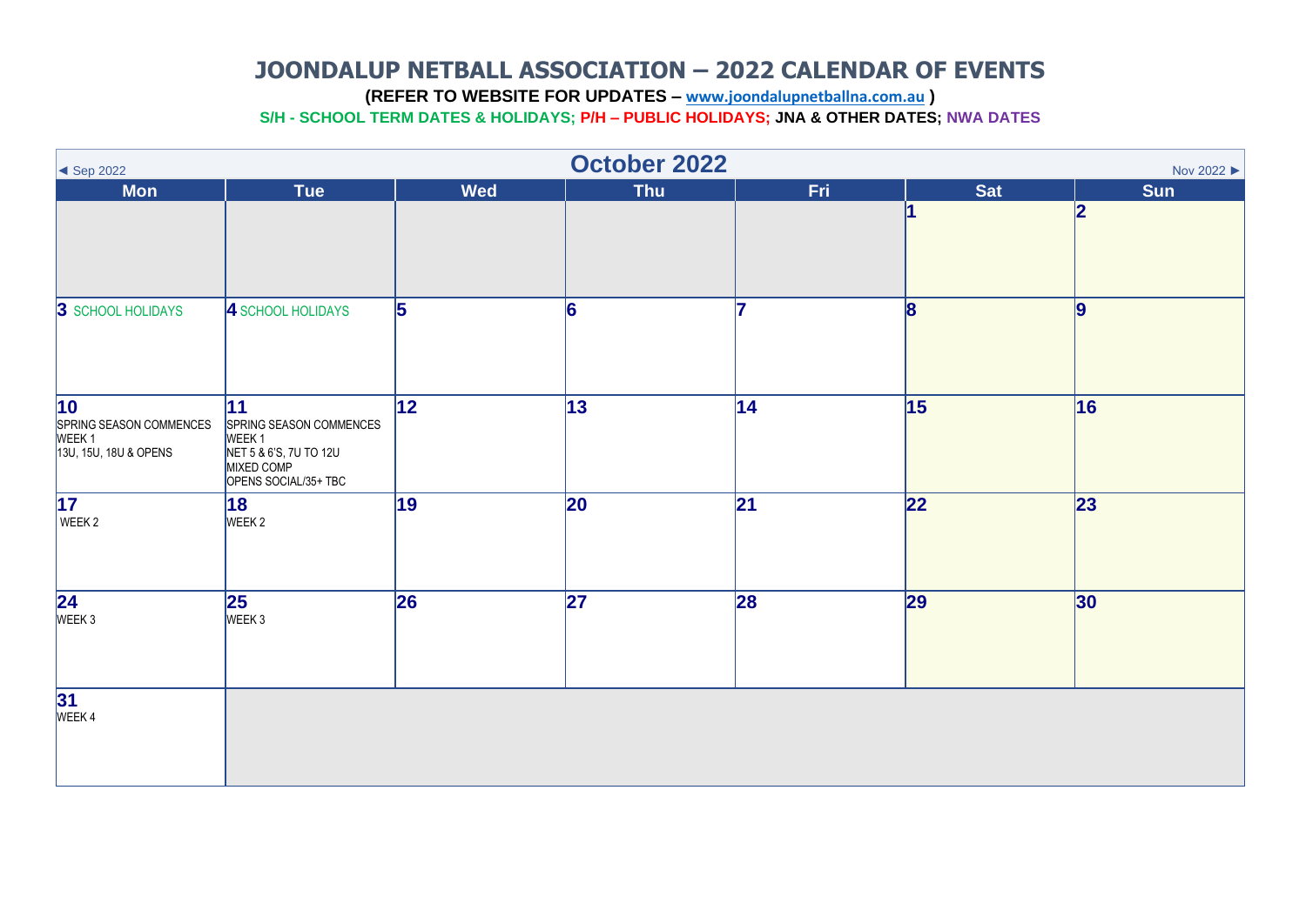# JOONDALUP NETBALL ASSOCIATION – 2022 CALENDAR OF EVENTS

**(REFER TO WEBSITE FOR UPDATES – www.joondalupnetballna.com.au )**

**S/H - SCHOOL TERM DATES & HOLIDAYS; P/H – PUBLIC HOLIDAYS; JNA & OTHER DATES; NWA DATES**

◄ Sep 2022 | **October 2022** | Nov 2022 ►

| Mon | Tue | Wed | Thu | Fri | Sat | Sun |
|---|---|---|---|---|---|---|
| | | | | | **1** | **2** |
| **3** SCHOOL HOLIDAYS | **4** SCHOOL HOLIDAYS | **5** | **6** | **7** | **8** | **9** |
| **10** SPRING SEASON COMMENCES WEEK 1 13U, 15U, 18U & OPENS | **11** SPRING SEASON COMMENCES WEEK 1 NET 5 & 6'S, 7U TO 12U MIXED COMP OPENS SOCIAL/35+ TBC | **12** | **13** | **14** | **15** | **16** |
| **17** WEEK 2 | **18** WEEK 2 | **19** | **20** | **21** | **22** | **23** |
| **24** WEEK 3 | **25** WEEK 3 | **26** | **27** | **28** | **29** | **30** |
| **31** WEEK 4 | | | | | | |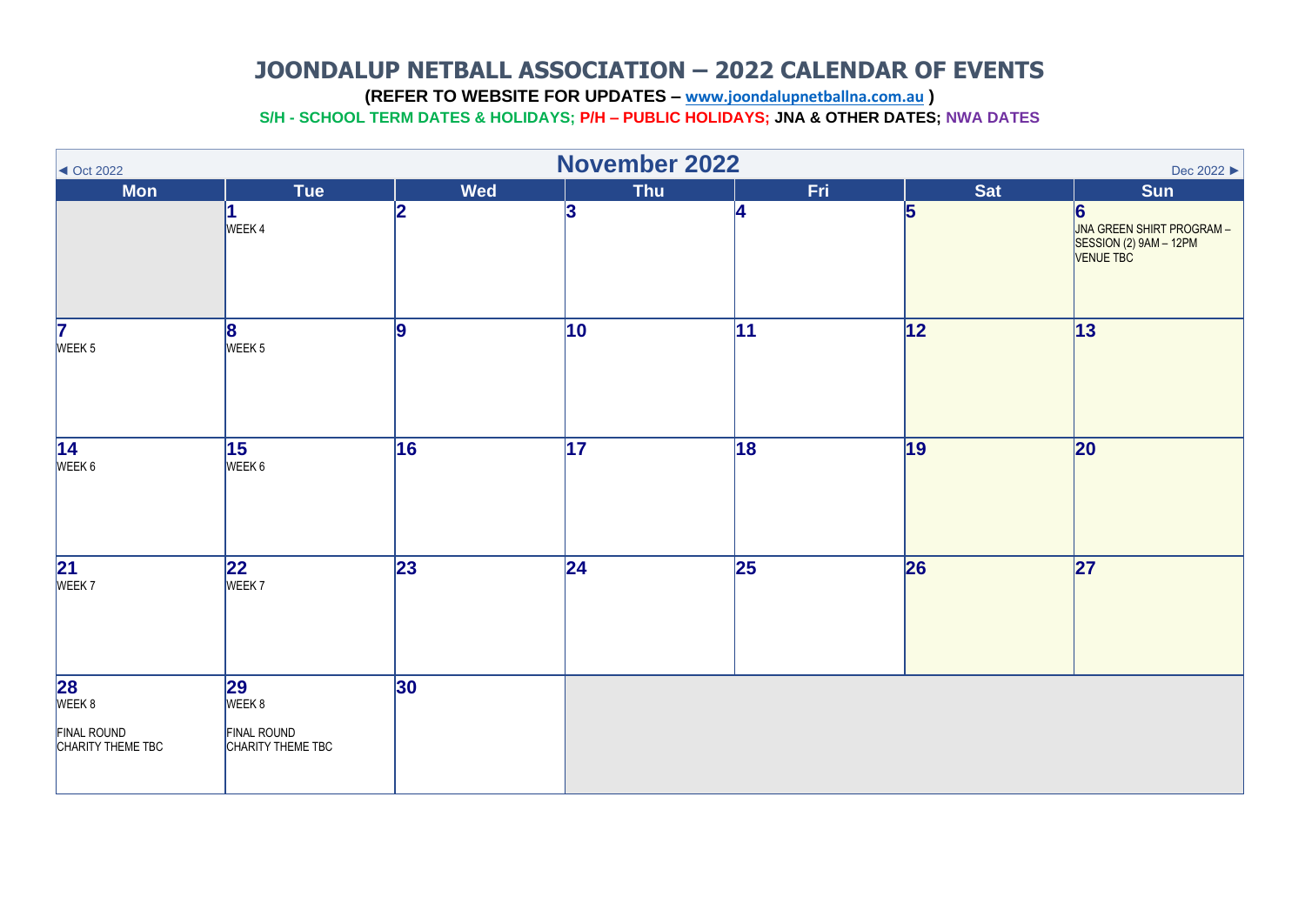# JOONDALUP NETBALL ASSOCIATION – 2022 CALENDAR OF EVENTS

**(REFER TO WEBSITE FOR UPDATES – www.joondalupnetballna.com.au )**

**S/H - SCHOOL TERM DATES & HOLIDAYS; P/H – PUBLIC HOLIDAYS; JNA & OTHER DATES; NWA DATES**

◄ Oct 2022

## November 2022

Dec 2022 ►

| Mon | Tue | Wed | Thu | Fri | Sat | Sun |
|---|---|---|---|---|---|---|
| | **1** WEEK 4 | **2** | **3** | **4** | **5** | **6** JNA GREEN SHIRT PROGRAM – SESSION (2) 9AM – 12PM VENUE TBC |
| **7** WEEK 5 | **8** WEEK 5 | **9** | **10** | **11** | **12** | **13** |
| **14** WEEK 6 | **15** WEEK 6 | **16** | **17** | **18** | **19** | **20** |
| **21** WEEK 7 | **22** WEEK 7 | **23** | **24** | **25** | **26** | **27** |
| **28** WEEK 8 FINAL ROUND CHARITY THEME TBC | **29** WEEK 8 FINAL ROUND CHARITY THEME TBC | **30** | | | | |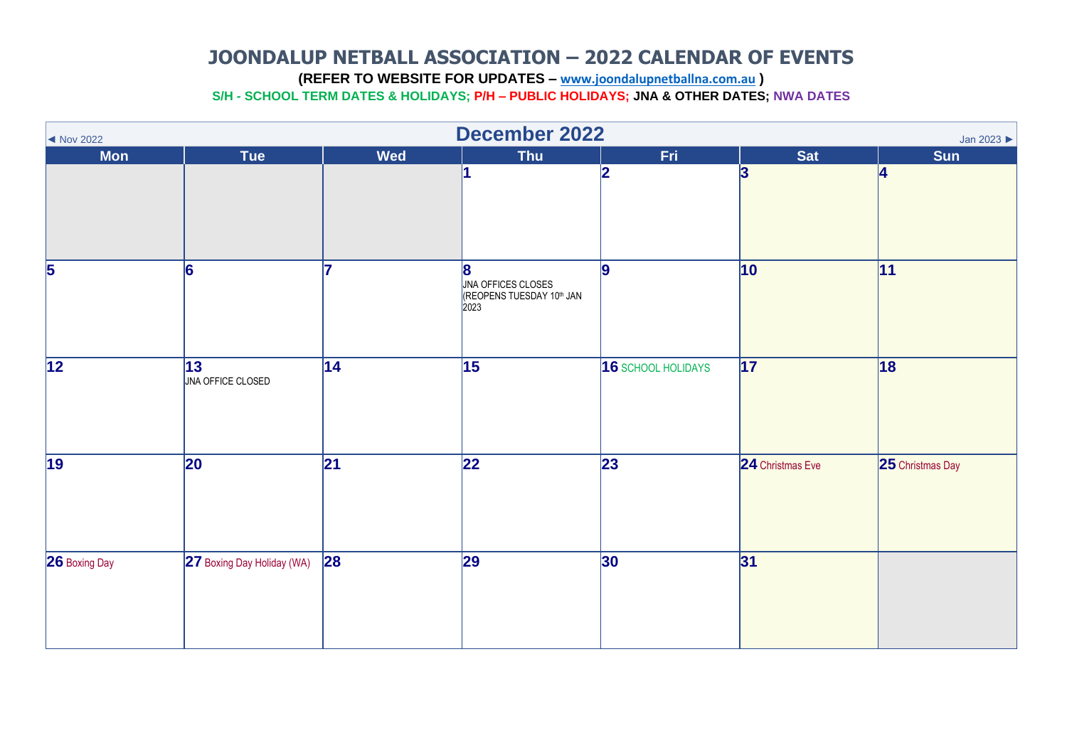# JOONDALUP NETBALL ASSOCIATION – 2022 CALENDAR OF EVENTS

**(REFER TO WEBSITE FOR UPDATES – www.joondalupnetballna.com.au )**

**S/H - SCHOOL TERM DATES & HOLIDAYS; P/H – PUBLIC HOLIDAYS; JNA & OTHER DATES; NWA DATES**

◄ Nov 2022 | **December 2022** | Jan 2023 ►

| Mon | Tue | Wed | Thu | Fri | Sat | Sun |
|---|---|---|---|---|---|---|
| | | | **1** | **2** | **3** | **4** |
| **5** | **6** | **7** | **8** JNA OFFICES CLOSES (REOPENS TUESDAY 10th JAN 2023 | **9** | **10** | **11** |
| **12** | **13** JNA OFFICE CLOSED | **14** | **15** | **16** SCHOOL HOLIDAYS | **17** | **18** |
| **19** | **20** | **21** | **22** | **23** | **24** Christmas Eve | **25** Christmas Day |
| **26** Boxing Day | **27** Boxing Day Holiday (WA) | **28** | **29** | **30** | **31** | |